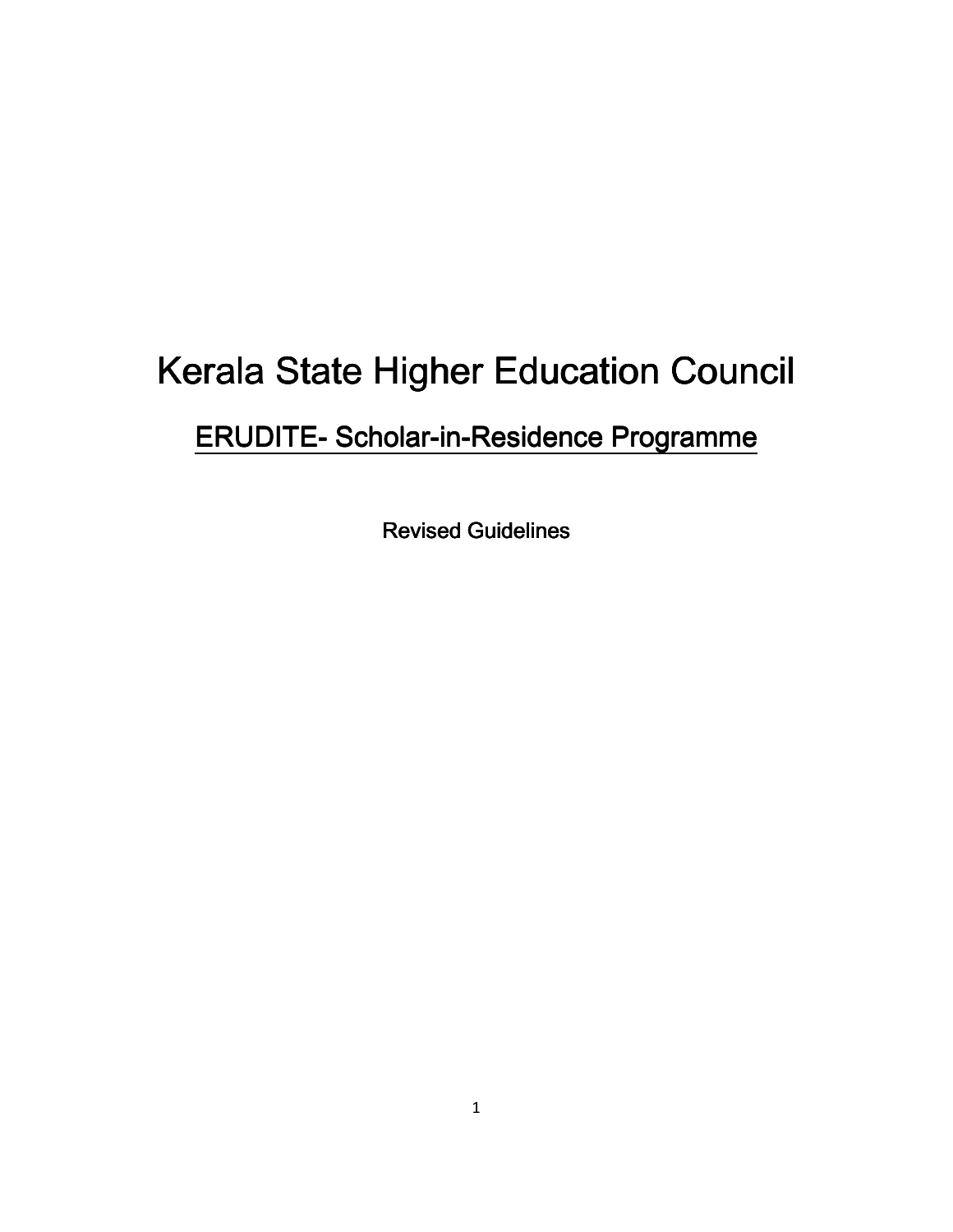# Kerala State Higher Education Council

## <u>ERUDITE- Scholar-in-Residence Programme</u>

Revised Guidelines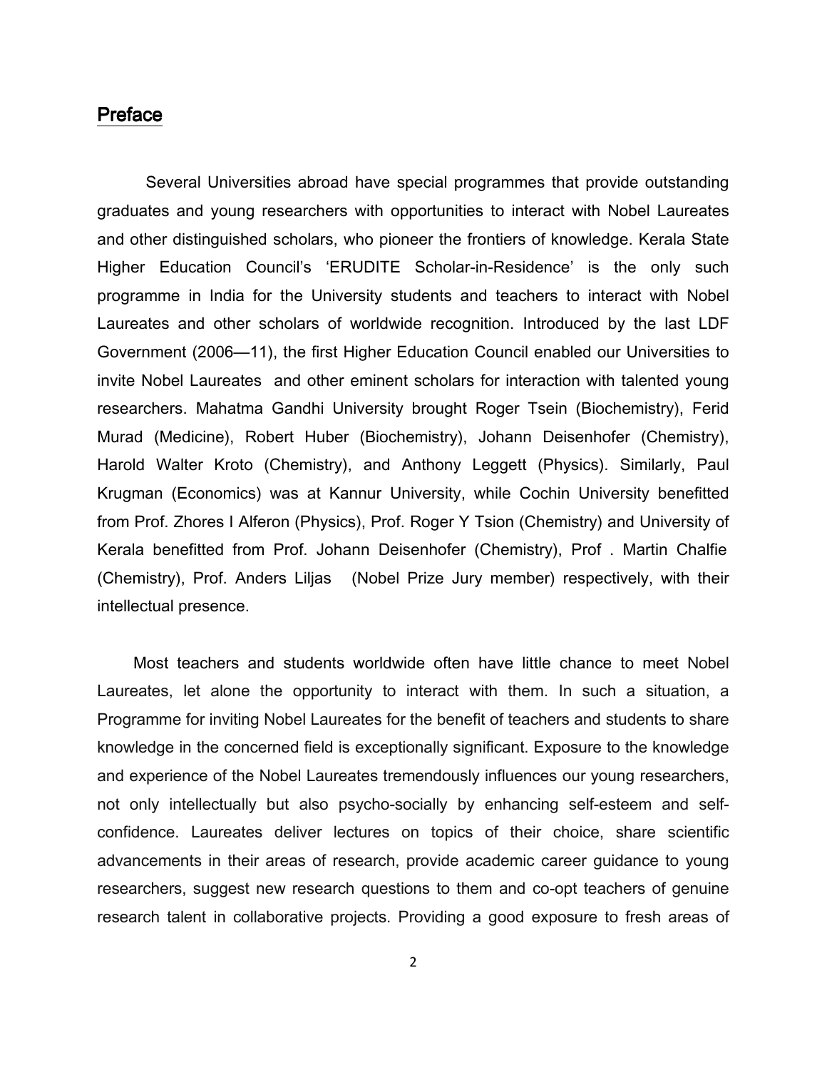## Preface

Several Universities abroad have special programmes that provide outstanding graduates and young researchers with opportunities to interact with Nobel Laureates and other distinguished scholars, who pioneer the frontiers of knowledge. Kerala State Higher Education Council's 'ERUDITE Scholar-in-Residence' is the only such programme in India for the University students and teachers to interact with Nobel Laureates and other scholars of worldwide recognition. Introduced by the last LDF Government (2006—11), the first Higher Education Council enabled our Universities to invite Nobel Laureates and other eminent scholars for interaction with talented young researchers. Mahatma Gandhi University brought Roger Tsein (Biochemistry), Ferid Murad (Medicine), Robert Huber (Biochemistry), Johann Deisenhofer (Chemistry), Harold Walter Kroto (Chemistry), and Anthony Leggett (Physics). Similarly, Paul Krugman (Economics) was at Kannur University, while Cochin University benefitted from Prof. Zhores I Alferon (Physics), Prof. Roger Y Tsion (Chemistry) and University of Kerala benefitted from Prof. Johann Deisenhofer (Chemistry), Prof . Martin Chalfie (Chemistry), Prof. Anders Liljas (Nobel Prize Jury member) respectively, with their intellectual presence.

Most teachers and students worldwide often have little chance to meet Nobel Laureates, let alone the opportunity to interact with them. In such a situation, a Programme for inviting Nobel Laureates for the benefit of teachers and students to share knowledge in the concerned field is exceptionally significant. Exposure to the knowledge and experience of the Nobel Laureates tremendously influences our young researchers, not only intellectually but also psycho-socially by enhancing self-esteem and self-confidence. Laureates deliver lectures on topics of their choice, share scientific advancements in their areas of research, provide academic career guidance to young researchers, suggest new research questions to them and co-opt teachers of genuine research talent in collaborative projects. Providing a good exposure to fresh areas of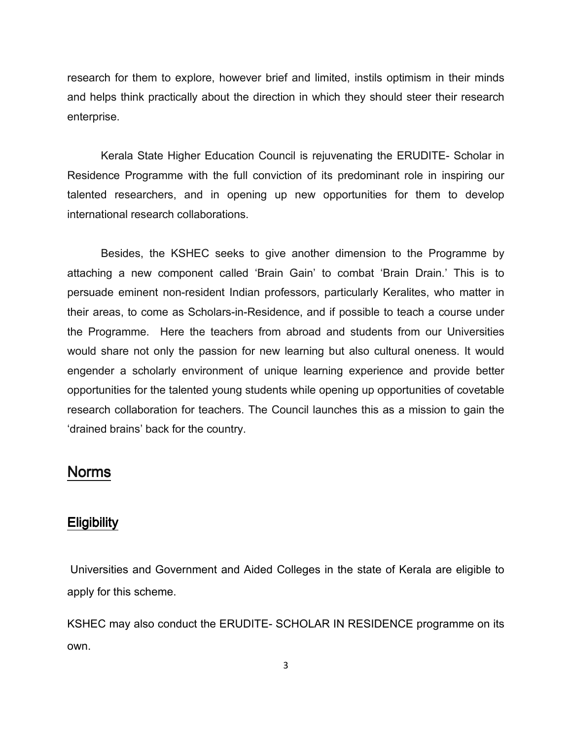research for them to explore, however brief and limited, instils optimism in their minds and helps think practically about the direction in which they should steer their research enterprise.

Kerala State Higher Education Council is rejuvenating the ERUDITE- Scholar in Residence Programme with the full conviction of its predominant role in inspiring our talented researchers, and in opening up new opportunities for them to develop international research collaborations.

Besides, the KSHEC seeks to give another dimension to the Programme by attaching a new component called 'Brain Gain' to combat 'Brain Drain.' This is to persuade eminent non-resident Indian professors, particularly Keralites, who matter in their areas, to come as Scholars-in-Residence, and if possible to teach a course under the Programme. Here the teachers from abroad and students from our Universities would share not only the passion for new learning but also cultural oneness. It would engender a scholarly environment of unique learning experience and provide better opportunities for the talented young students while opening up opportunities of covetable research collaboration for teachers. The Council launches this as a mission to gain the 'drained brains' back for the country.

## Norms

### Eligibility

Universities and Government and Aided Colleges in the state of Kerala are eligible to apply for this scheme.

KSHEC may also conduct the ERUDITE- SCHOLAR IN RESIDENCE programme on its own.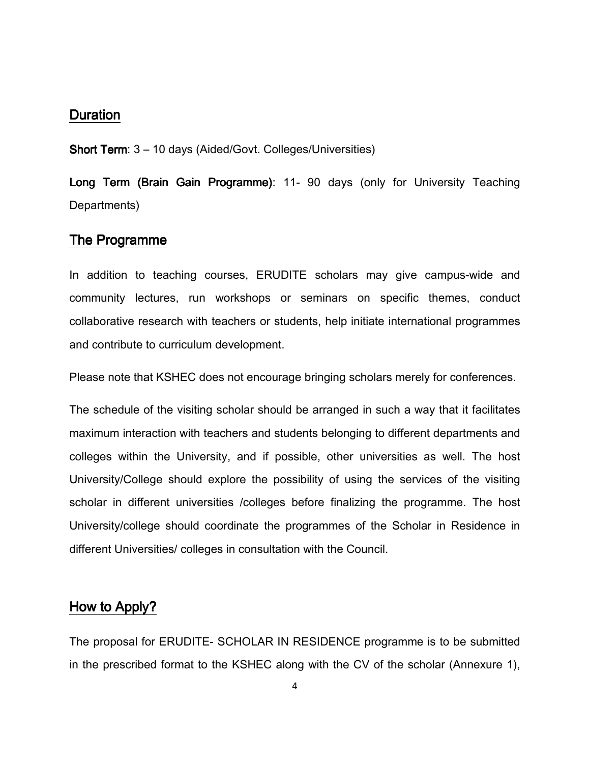## Duration

**Short Term**: 3 – 10 days (Aided/Govt. Colleges/Universities)

**Long Term (Brain Gain Programme)**: 11- 90 days (only for University Teaching Departments)

## The Programme

In addition to teaching courses, ERUDITE scholars may give campus-wide and community lectures, run workshops or seminars on specific themes, conduct collaborative research with teachers or students, help initiate international programmes and contribute to curriculum development.

Please note that KSHEC does not encourage bringing scholars merely for conferences.

The schedule of the visiting scholar should be arranged in such a way that it facilitates maximum interaction with teachers and students belonging to different departments and colleges within the University, and if possible, other universities as well. The host University/College should explore the possibility of using the services of the visiting scholar in different universities /colleges before finalizing the programme. The host University/college should coordinate the programmes of the Scholar in Residence in different Universities/ colleges in consultation with the Council.

## How to Apply?

The proposal for ERUDITE- SCHOLAR IN RESIDENCE programme is to be submitted in the prescribed format to the KSHEC along with the CV of the scholar (Annexure 1),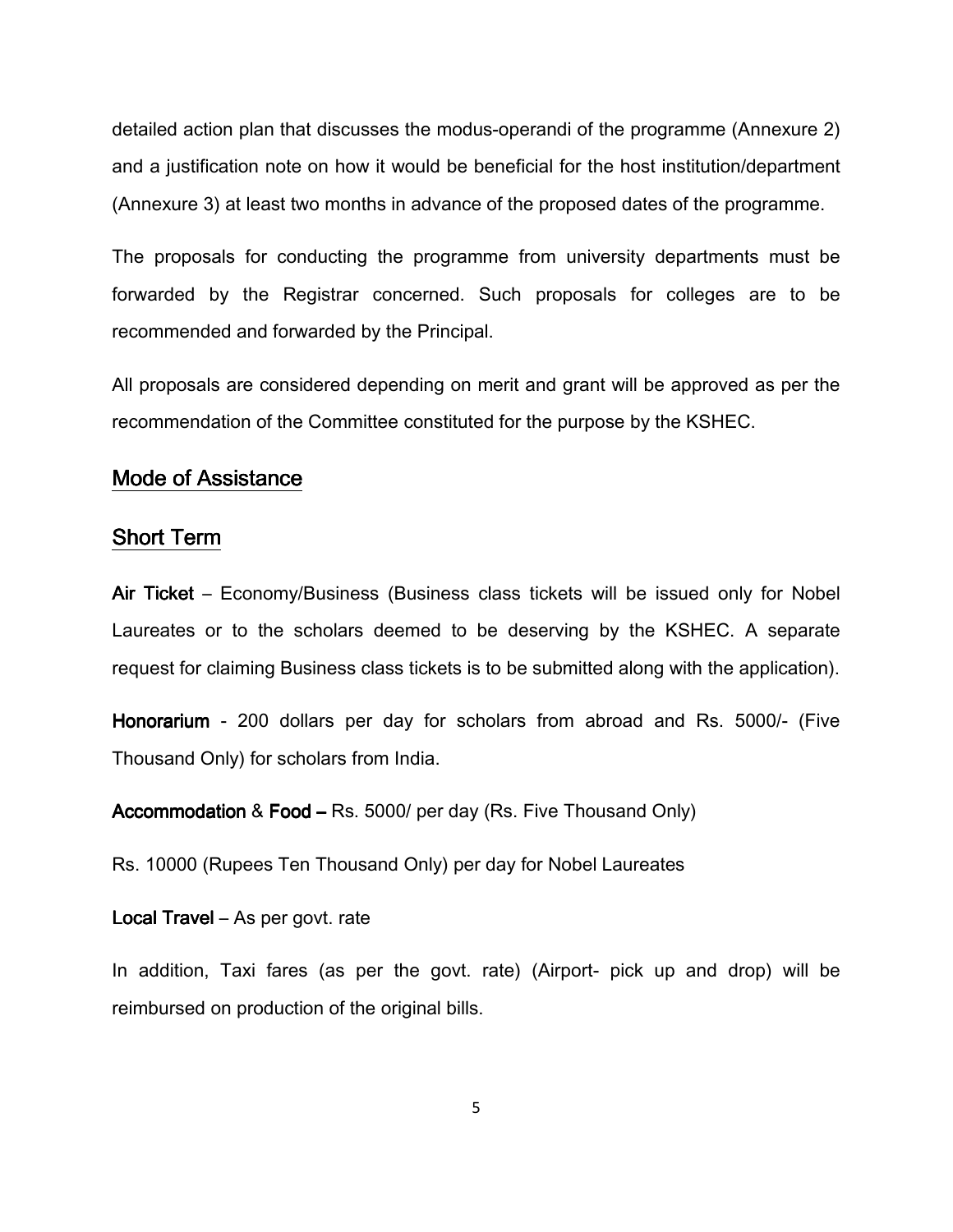detailed action plan that discusses the modus-operandi of the programme (Annexure 2) and a justification note on how it would be beneficial for the host institution/department (Annexure 3) at least two months in advance of the proposed dates of the programme.

The proposals for conducting the programme from university departments must be forwarded by the Registrar concerned. Such proposals for colleges are to be recommended and forwarded by the Principal.

All proposals are considered depending on merit and grant will be approved as per the recommendation of the Committee constituted for the purpose by the KSHEC.

## Mode of Assistance

## Short Term

**Air Ticket** – Economy/Business (Business class tickets will be issued only for Nobel Laureates or to the scholars deemed to be deserving by the KSHEC. A separate request for claiming Business class tickets is to be submitted along with the application).

**Honorarium** - 200 dollars per day for scholars from abroad and Rs. 5000/- (Five Thousand Only) for scholars from India.

**Accommodation** & **Food –** Rs. 5000/ per day (Rs. Five Thousand Only)

Rs. 10000 (Rupees Ten Thousand Only) per day for Nobel Laureates

**Local Travel** – As per govt. rate

In addition, Taxi fares (as per the govt. rate) (Airport- pick up and drop) will be reimbursed on production of the original bills.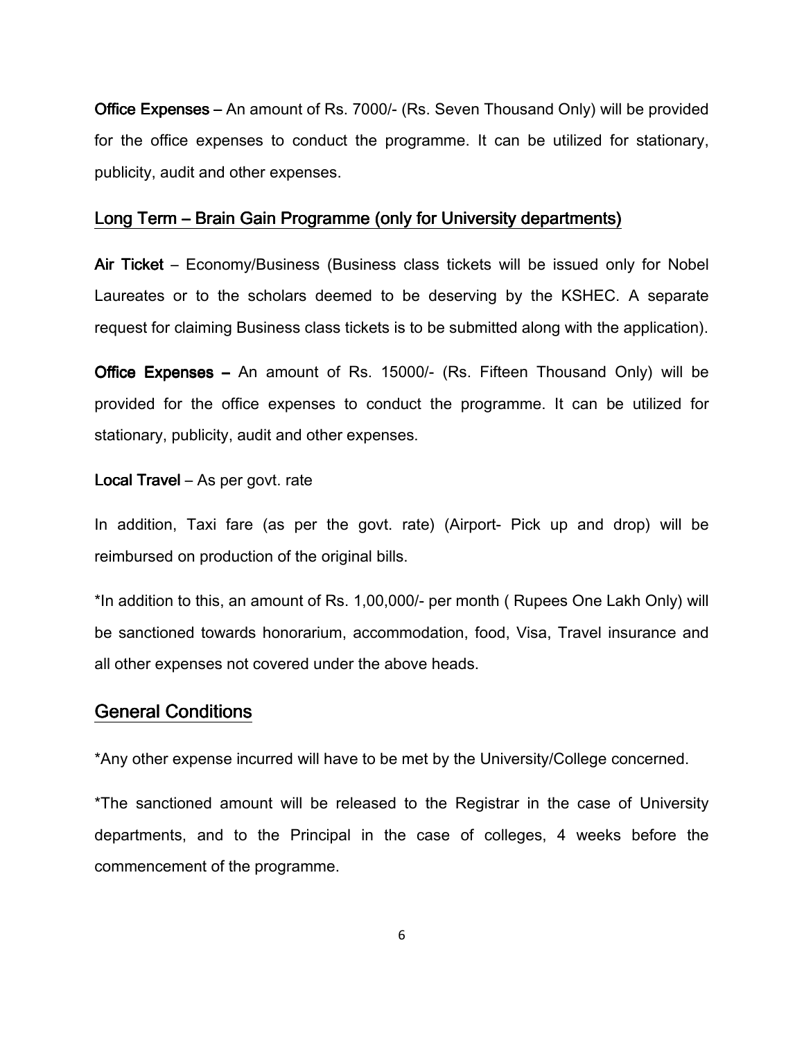**Office Expenses** – An amount of Rs. 7000/- (Rs. Seven Thousand Only) will be provided for the office expenses to conduct the programme. It can be utilized for stationary, publicity, audit and other expenses.

### Long Term – Brain Gain Programme (only for University departments)

**Air Ticket** – Economy/Business (Business class tickets will be issued only for Nobel Laureates or to the scholars deemed to be deserving by the KSHEC. A separate request for claiming Business class tickets is to be submitted along with the application).

**Office Expenses –** An amount of Rs. 15000/- (Rs. Fifteen Thousand Only) will be provided for the office expenses to conduct the programme. It can be utilized for stationary, publicity, audit and other expenses.

**Local Travel** – As per govt. rate

In addition, Taxi fare (as per the govt. rate) (Airport- Pick up and drop) will be reimbursed on production of the original bills.

*In addition to this, an amount of Rs. 1,00,000/- per month ( Rupees One Lakh Only) will be sanctioned towards honorarium, accommodation, food, Visa, Travel insurance and all other expenses not covered under the above heads.

## General Conditions

*Any other expense incurred will have to be met by the University/College concerned.

*The sanctioned amount will be released to the Registrar in the case of University departments, and to the Principal in the case of colleges, 4 weeks before the commencement of the programme.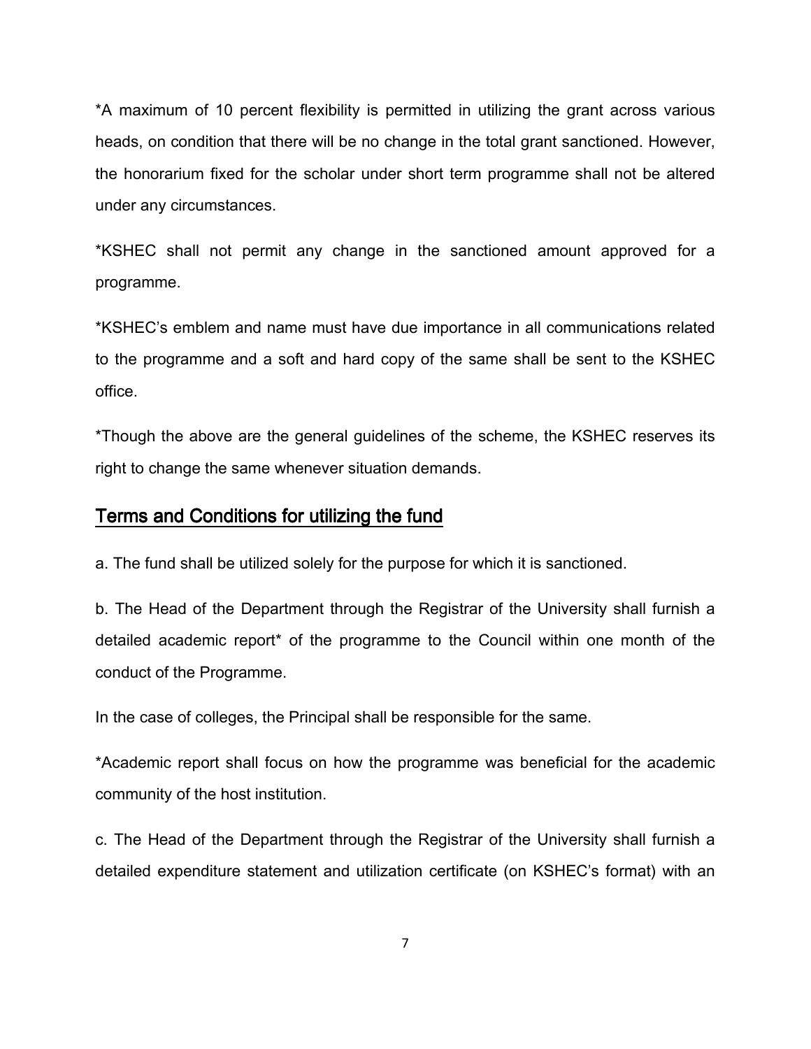*A maximum of 10 percent flexibility is permitted in utilizing the grant across various heads, on condition that there will be no change in the total grant sanctioned. However, the honorarium fixed for the scholar under short term programme shall not be altered under any circumstances.

*KSHEC shall not permit any change in the sanctioned amount approved for a programme.

*KSHEC's emblem and name must have due importance in all communications related to the programme and a soft and hard copy of the same shall be sent to the KSHEC office.

*Though the above are the general guidelines of the scheme, the KSHEC reserves its right to change the same whenever situation demands.

## <u>Terms and Conditions for utilizing the fund</u>

a. The fund shall be utilized solely for the purpose for which it is sanctioned.

b. The Head of the Department through the Registrar of the University shall furnish a detailed academic report* of the programme to the Council within one month of the conduct of the Programme.

In the case of colleges, the Principal shall be responsible for the same.

*Academic report shall focus on how the programme was beneficial for the academic community of the host institution.

c. The Head of the Department through the Registrar of the University shall furnish a detailed expenditure statement and utilization certificate (on KSHEC's format) with an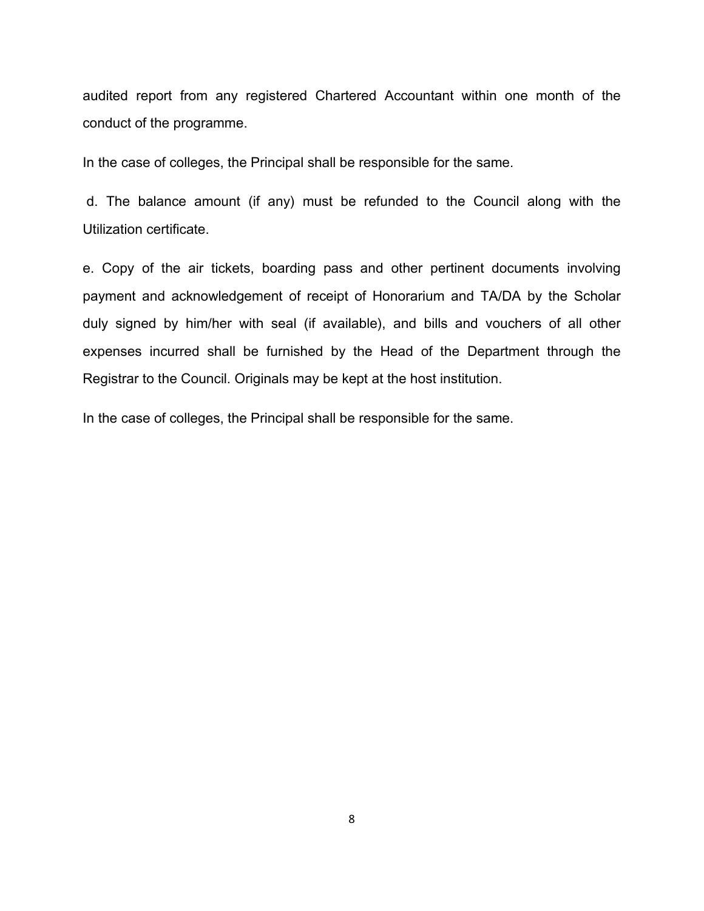audited report from any registered Chartered Accountant within one month of the conduct of the programme.

In the case of colleges, the Principal shall be responsible for the same.

d. The balance amount (if any) must be refunded to the Council along with the Utilization certificate.

e. Copy of the air tickets, boarding pass and other pertinent documents involving payment and acknowledgement of receipt of Honorarium and TA/DA by the Scholar duly signed by him/her with seal (if available), and bills and vouchers of all other expenses incurred shall be furnished by the Head of the Department through the Registrar to the Council. Originals may be kept at the host institution.

In the case of colleges, the Principal shall be responsible for the same.